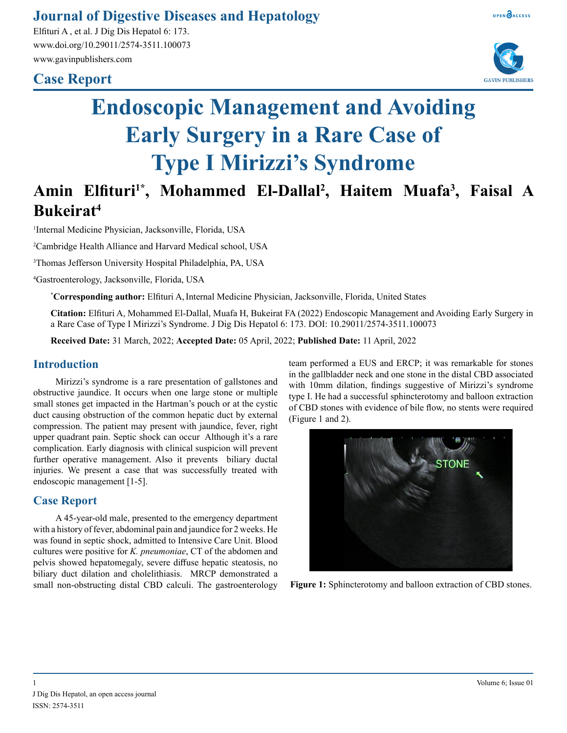## Case Report

# Endoscopic Management and Avoiding Early Surgery in a Rare Case of Type I Mirizzi's Syndrome

**Amin Elfituri[1*], Mohammed El-Dallal[2], Haitem Muafa[3], Faisal A Bukeirat[4]**

[1]Internal Medicine Physician, Jacksonville, Florida, USA

[2]Cambridge Health Alliance and Harvard Medical school, USA

[3]Thomas Jefferson University Hospital Philadelphia, PA, USA

[4]Gastroenterology, Jacksonville, Florida, USA

[*]**Corresponding author:** Elfituri A, Internal Medicine Physician, Jacksonville, Florida, United States

**Citation:** Elfituri A, Mohammed El-Dallal, Muafa H, Bukeirat FA (2022) Endoscopic Management and Avoiding Early Surgery in a Rare Case of Type I Mirizzi's Syndrome. J Dig Dis Hepatol 6: 173. DOI: 10.29011/2574-3511.100073

**Received Date:** 31 March, 2022; **Accepted Date:** 05 April, 2022; **Published Date:** 11 April, 2022

## Introduction

Mirizzi's syndrome is a rare presentation of gallstones and obstructive jaundice. It occurs when one large stone or multiple small stones get impacted in the Hartman's pouch or at the cystic duct causing obstruction of the common hepatic duct by external compression. The patient may present with jaundice, fever, right upper quadrant pain. Septic shock can occur Although it's a rare complication. Early diagnosis with clinical suspicion will prevent further operative management. Also it prevents biliary ductal injuries. We present a case that was successfully treated with endoscopic management [1-5].

## Case Report

A 45-year-old male, presented to the emergency department with a history of fever, abdominal pain and jaundice for 2 weeks. He was found in septic shock, admitted to Intensive Care Unit. Blood cultures were positive for *K. pneumoniae*, CT of the abdomen and pelvis showed hepatomegaly, severe diffuse hepatic steatosis, no biliary duct dilation and cholelithiasis. MRCP demonstrated a small non-obstructing distal CBD calculi. The gastroenterology team performed a EUS and ERCP; it was remarkable for stones in the gallbladder neck and one stone in the distal CBD associated with 10mm dilation, findings suggestive of Mirizzi's syndrome type I. He had a successful sphincterotomy and balloon extraction of CBD stones with evidence of bile flow, no stents were required (Figure 1 and 2).

**Figure 1:** Sphincterotomy and balloon extraction of CBD stones.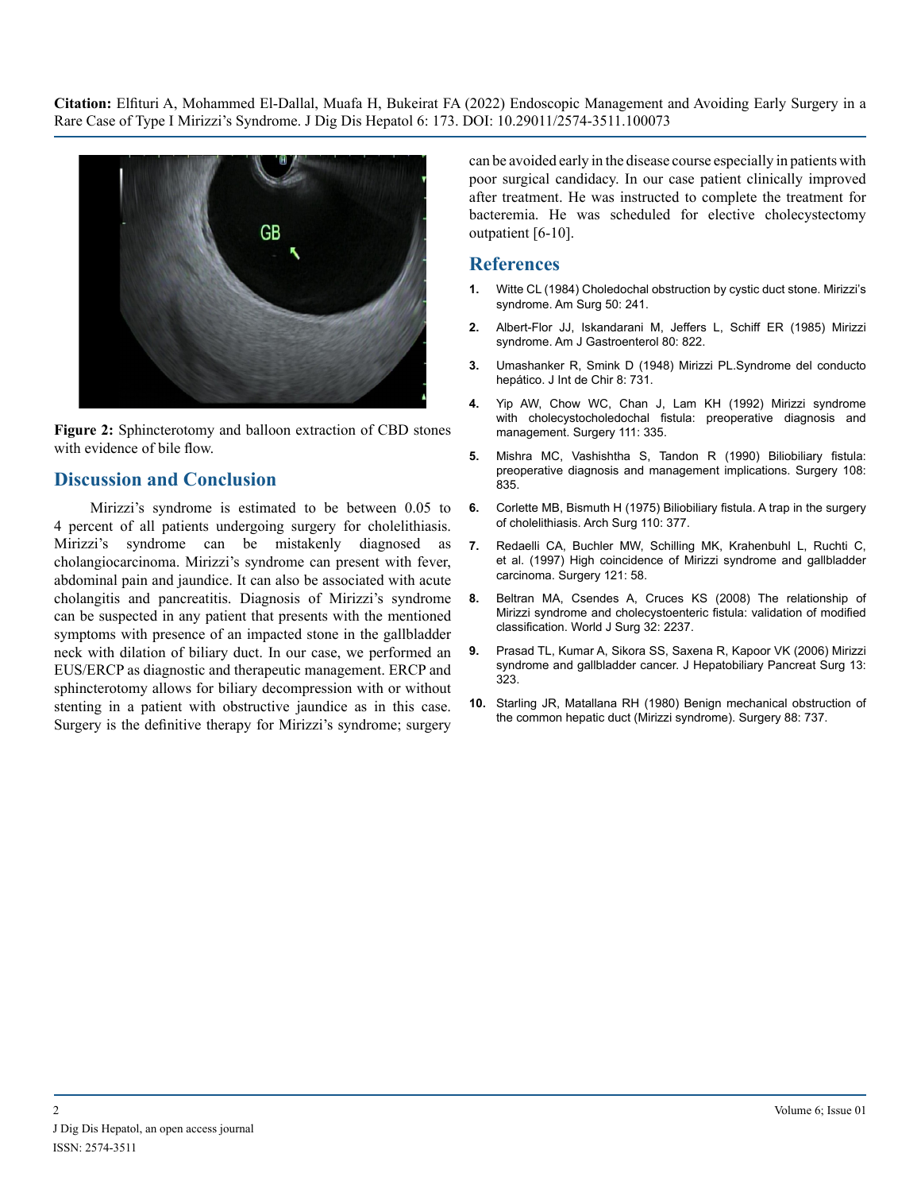Figure 2: Sphincterotomy and balloon extraction of CBD stones with evidence of bile flow.

## Discussion and Conclusion

Mirizzi's syndrome is estimated to be between 0.05 to 4 percent of all patients undergoing surgery for cholelithiasis. Mirizzi's syndrome can be mistakenly diagnosed as cholangiocarcinoma. Mirizzi's syndrome can present with fever, abdominal pain and jaundice. It can also be associated with acute cholangitis and pancreatitis. Diagnosis of Mirizzi's syndrome can be suspected in any patient that presents with the mentioned symptoms with presence of an impacted stone in the gallbladder neck with dilation of biliary duct. In our case, we performed an EUS/ERCP as diagnostic and therapeutic management. ERCP and sphincterotomy allows for biliary decompression with or without stenting in a patient with obstructive jaundice as in this case. Surgery is the definitive therapy for Mirizzi's syndrome; surgery can be avoided early in the disease course especially in patients with poor surgical candidacy. In our case patient clinically improved after treatment. He was instructed to complete the treatment for bacteremia. He was scheduled for elective cholecystectomy outpatient [6-10].

## References

1. Witte CL (1984) Choledochal obstruction by cystic duct stone. Mirizzi's syndrome. Am Surg 50: 241.
2. Albert-Flor JJ, Iskandarani M, Jeffers L, Schiff ER (1985) Mirizzi syndrome. Am J Gastroenterol 80: 822.
3. Umashanker R, Smink D (1948) Mirizzi PL.Syndrome del conducto hepático. J Int de Chir 8: 731.
4. Yip AW, Chow WC, Chan J, Lam KH (1992) Mirizzi syndrome with cholecystocholedochal fistula: preoperative diagnosis and management. Surgery 111: 335.
5. Mishra MC, Vashishtha S, Tandon R (1990) Biliobiliary fistula: preoperative diagnosis and management implications. Surgery 108: 835.
6. Corlette MB, Bismuth H (1975) Biliobiliary fistula. A trap in the surgery of cholelithiasis. Arch Surg 110: 377.
7. Redaelli CA, Buchler MW, Schilling MK, Krahenbuhl L, Ruchti C, et al. (1997) High coincidence of Mirizzi syndrome and gallbladder carcinoma. Surgery 121: 58.
8. Beltran MA, Csendes A, Cruces KS (2008) The relationship of Mirizzi syndrome and cholecystoenteric fistula: validation of modified classification. World J Surg 32: 2237.
9. Prasad TL, Kumar A, Sikora SS, Saxena R, Kapoor VK (2006) Mirizzi syndrome and gallbladder cancer. J Hepatobiliary Pancreat Surg 13: 323.
10. Starling JR, Matallana RH (1980) Benign mechanical obstruction of the common hepatic duct (Mirizzi syndrome). Surgery 88: 737.